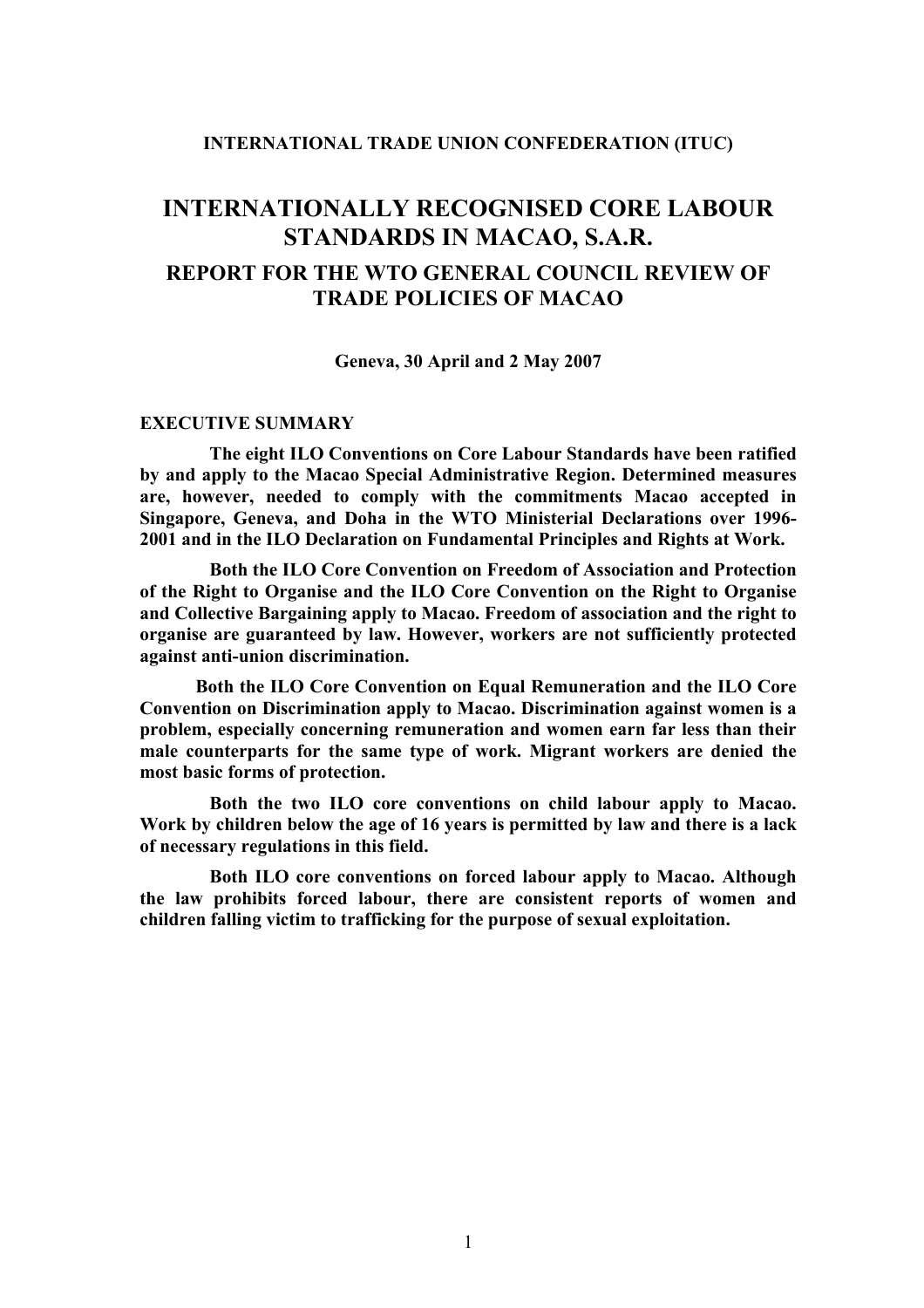**INTERNATIONAL TRADE UNION CONFEDERATION (ITUC)**

# INTERNATIONALLY RECOGNISED CORE LABOUR STANDARDS IN MACAO, S.A.R.

## REPORT FOR THE WTO GENERAL COUNCIL REVIEW OF TRADE POLICIES OF MACAO

**Geneva, 30 April and 2 May 2007**

### EXECUTIVE SUMMARY

**The eight ILO Conventions on Core Labour Standards have been ratified by and apply to the Macao Special Administrative Region. Determined measures are, however, needed to comply with the commitments Macao accepted in Singapore, Geneva, and Doha in the WTO Ministerial Declarations over 1996-2001 and in the ILO Declaration on Fundamental Principles and Rights at Work.**

**Both the ILO Core Convention on Freedom of Association and Protection of the Right to Organise and the ILO Core Convention on the Right to Organise and Collective Bargaining apply to Macao. Freedom of association and the right to organise are guaranteed by law. However, workers are not sufficiently protected against anti-union discrimination.**

**Both the ILO Core Convention on Equal Remuneration and the ILO Core Convention on Discrimination apply to Macao. Discrimination against women is a problem, especially concerning remuneration and women earn far less than their male counterparts for the same type of work. Migrant workers are denied the most basic forms of protection.**

**Both the two ILO core conventions on child labour apply to Macao. Work by children below the age of 16 years is permitted by law and there is a lack of necessary regulations in this field.**

**Both ILO core conventions on forced labour apply to Macao. Although the law prohibits forced labour, there are consistent reports of women and children falling victim to trafficking for the purpose of sexual exploitation.**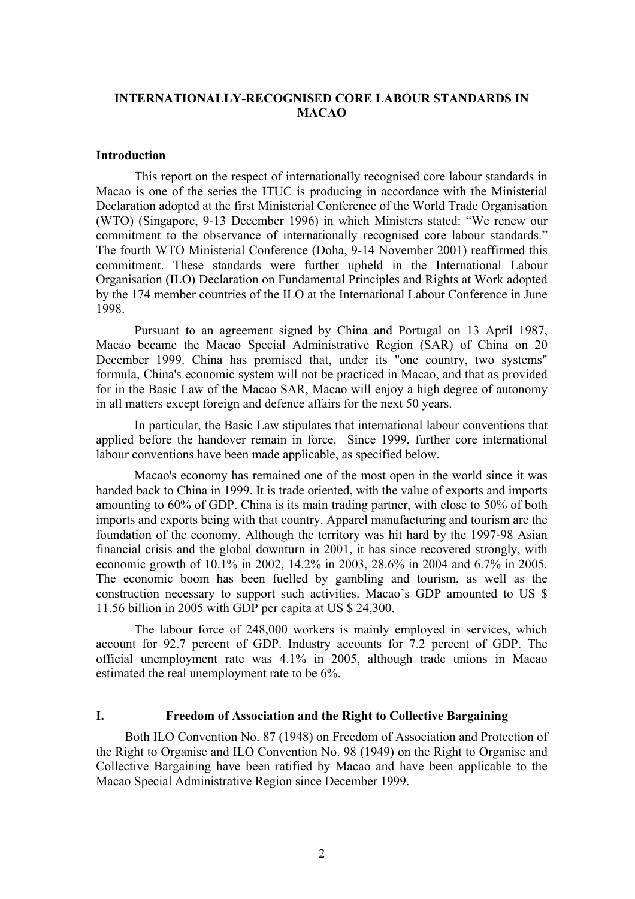# INTERNATIONALLY-RECOGNISED CORE LABOUR STANDARDS IN MACAO

## Introduction

This report on the respect of internationally recognised core labour standards in Macao is one of the series the ITUC is producing in accordance with the Ministerial Declaration adopted at the first Ministerial Conference of the World Trade Organisation (WTO) (Singapore, 9-13 December 1996) in which Ministers stated: "We renew our commitment to the observance of internationally recognised core labour standards." The fourth WTO Ministerial Conference (Doha, 9-14 November 2001) reaffirmed this commitment. These standards were further upheld in the International Labour Organisation (ILO) Declaration on Fundamental Principles and Rights at Work adopted by the 174 member countries of the ILO at the International Labour Conference in June 1998.

Pursuant to an agreement signed by China and Portugal on 13 April 1987, Macao became the Macao Special Administrative Region (SAR) of China on 20 December 1999. China has promised that, under its "one country, two systems" formula, China's economic system will not be practiced in Macao, and that as provided for in the Basic Law of the Macao SAR, Macao will enjoy a high degree of autonomy in all matters except foreign and defence affairs for the next 50 years.

In particular, the Basic Law stipulates that international labour conventions that applied before the handover remain in force. Since 1999, further core international labour conventions have been made applicable, as specified below.

Macao's economy has remained one of the most open in the world since it was handed back to China in 1999. It is trade oriented, with the value of exports and imports amounting to 60% of GDP. China is its main trading partner, with close to 50% of both imports and exports being with that country. Apparel manufacturing and tourism are the foundation of the economy. Although the territory was hit hard by the 1997-98 Asian financial crisis and the global downturn in 2001, it has since recovered strongly, with economic growth of 10.1% in 2002, 14.2% in 2003, 28.6% in 2004 and 6.7% in 2005. The economic boom has been fuelled by gambling and tourism, as well as the construction necessary to support such activities. Macao's GDP amounted to US $ 11.56 billion in 2005 with GDP per capita at US $ 24,300.

The labour force of 248,000 workers is mainly employed in services, which account for 92.7 percent of GDP. Industry accounts for 7.2 percent of GDP. The official unemployment rate was 4.1% in 2005, although trade unions in Macao estimated the real unemployment rate to be 6%.

## I. Freedom of Association and the Right to Collective Bargaining

Both ILO Convention No. 87 (1948) on Freedom of Association and Protection of the Right to Organise and ILO Convention No. 98 (1949) on the Right to Organise and Collective Bargaining have been ratified by Macao and have been applicable to the Macao Special Administrative Region since December 1999.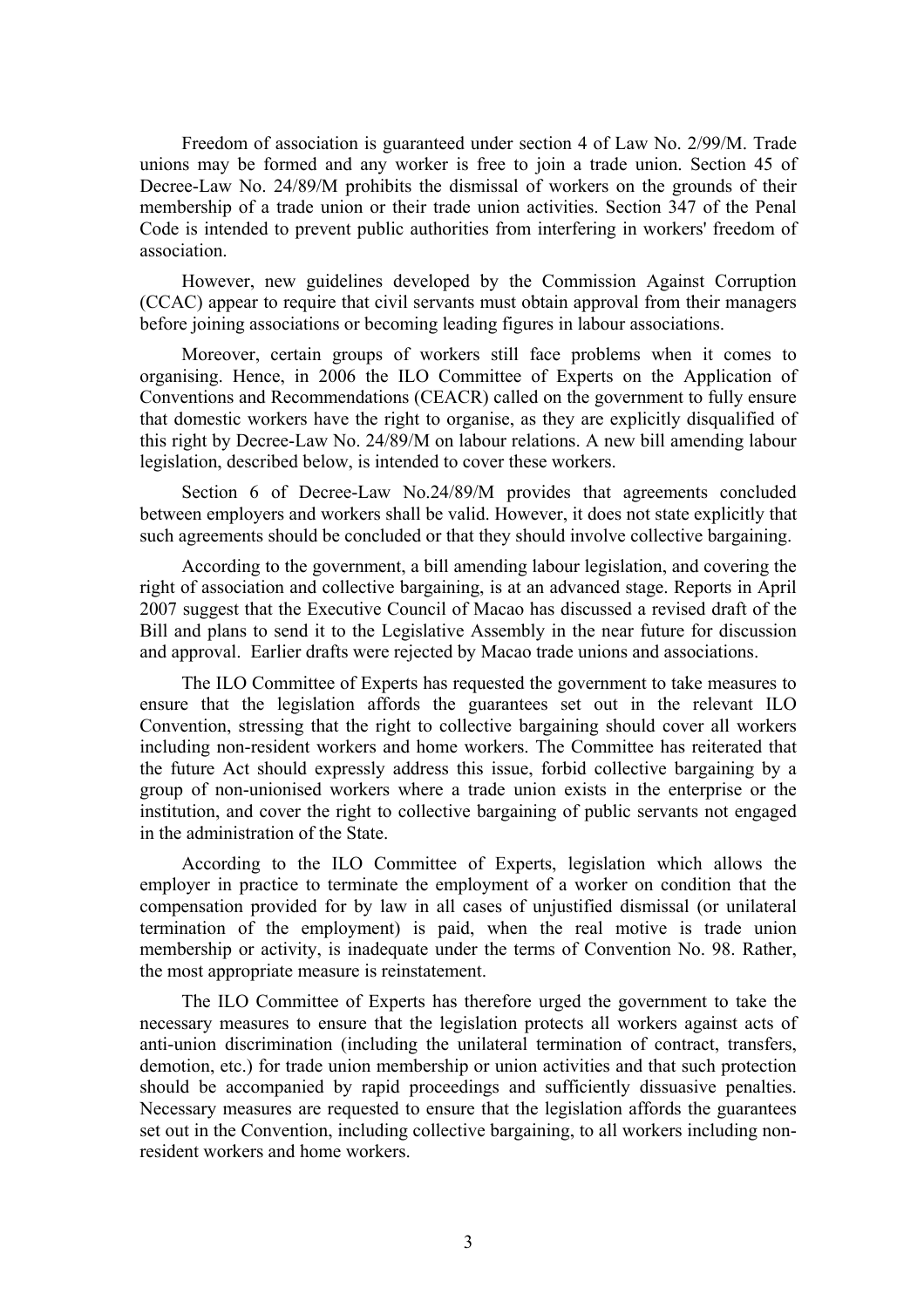Freedom of association is guaranteed under section 4 of Law No. 2/99/M. Trade unions may be formed and any worker is free to join a trade union. Section 45 of Decree-Law No. 24/89/M prohibits the dismissal of workers on the grounds of their membership of a trade union or their trade union activities. Section 347 of the Penal Code is intended to prevent public authorities from interfering in workers' freedom of association.

However, new guidelines developed by the Commission Against Corruption (CCAC) appear to require that civil servants must obtain approval from their managers before joining associations or becoming leading figures in labour associations.

Moreover, certain groups of workers still face problems when it comes to organising. Hence, in 2006 the ILO Committee of Experts on the Application of Conventions and Recommendations (CEACR) called on the government to fully ensure that domestic workers have the right to organise, as they are explicitly disqualified of this right by Decree-Law No. 24/89/M on labour relations. A new bill amending labour legislation, described below, is intended to cover these workers.

Section 6 of Decree-Law No.24/89/M provides that agreements concluded between employers and workers shall be valid. However, it does not state explicitly that such agreements should be concluded or that they should involve collective bargaining.

According to the government, a bill amending labour legislation, and covering the right of association and collective bargaining, is at an advanced stage. Reports in April 2007 suggest that the Executive Council of Macao has discussed a revised draft of the Bill and plans to send it to the Legislative Assembly in the near future for discussion and approval. Earlier drafts were rejected by Macao trade unions and associations.

The ILO Committee of Experts has requested the government to take measures to ensure that the legislation affords the guarantees set out in the relevant ILO Convention, stressing that the right to collective bargaining should cover all workers including non-resident workers and home workers. The Committee has reiterated that the future Act should expressly address this issue, forbid collective bargaining by a group of non-unionised workers where a trade union exists in the enterprise or the institution, and cover the right to collective bargaining of public servants not engaged in the administration of the State.

According to the ILO Committee of Experts, legislation which allows the employer in practice to terminate the employment of a worker on condition that the compensation provided for by law in all cases of unjustified dismissal (or unilateral termination of the employment) is paid, when the real motive is trade union membership or activity, is inadequate under the terms of Convention No. 98. Rather, the most appropriate measure is reinstatement.

The ILO Committee of Experts has therefore urged the government to take the necessary measures to ensure that the legislation protects all workers against acts of anti-union discrimination (including the unilateral termination of contract, transfers, demotion, etc.) for trade union membership or union activities and that such protection should be accompanied by rapid proceedings and sufficiently dissuasive penalties. Necessary measures are requested to ensure that the legislation affords the guarantees set out in the Convention, including collective bargaining, to all workers including non-resident workers and home workers.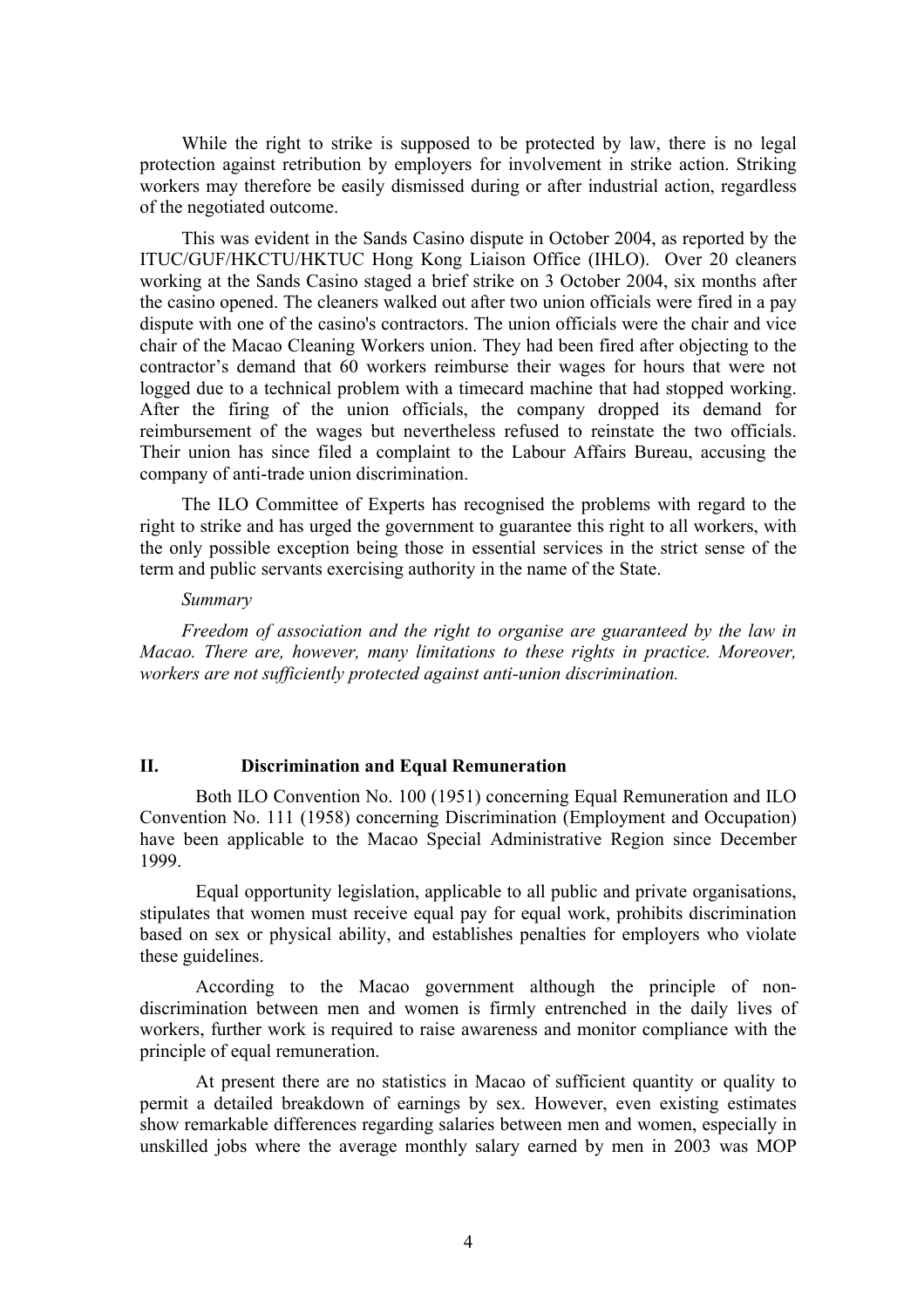While the right to strike is supposed to be protected by law, there is no legal protection against retribution by employers for involvement in strike action. Striking workers may therefore be easily dismissed during or after industrial action, regardless of the negotiated outcome.

This was evident in the Sands Casino dispute in October 2004, as reported by the ITUC/GUF/HKCTU/HKTUC Hong Kong Liaison Office (IHLO). Over 20 cleaners working at the Sands Casino staged a brief strike on 3 October 2004, six months after the casino opened. The cleaners walked out after two union officials were fired in a pay dispute with one of the casino's contractors. The union officials were the chair and vice chair of the Macao Cleaning Workers union. They had been fired after objecting to the contractor's demand that 60 workers reimburse their wages for hours that were not logged due to a technical problem with a timecard machine that had stopped working. After the firing of the union officials, the company dropped its demand for reimbursement of the wages but nevertheless refused to reinstate the two officials. Their union has since filed a complaint to the Labour Affairs Bureau, accusing the company of anti-trade union discrimination.

The ILO Committee of Experts has recognised the problems with regard to the right to strike and has urged the government to guarantee this right to all workers, with the only possible exception being those in essential services in the strict sense of the term and public servants exercising authority in the name of the State.

*Summary*

*Freedom of association and the right to organise are guaranteed by the law in Macao. There are, however, many limitations to these rights in practice. Moreover, workers are not sufficiently protected against anti-union discrimination.*

## II. Discrimination and Equal Remuneration

Both ILO Convention No. 100 (1951) concerning Equal Remuneration and ILO Convention No. 111 (1958) concerning Discrimination (Employment and Occupation) have been applicable to the Macao Special Administrative Region since December 1999.

Equal opportunity legislation, applicable to all public and private organisations, stipulates that women must receive equal pay for equal work, prohibits discrimination based on sex or physical ability, and establishes penalties for employers who violate these guidelines.

According to the Macao government although the principle of non-discrimination between men and women is firmly entrenched in the daily lives of workers, further work is required to raise awareness and monitor compliance with the principle of equal remuneration.

At present there are no statistics in Macao of sufficient quantity or quality to permit a detailed breakdown of earnings by sex. However, even existing estimates show remarkable differences regarding salaries between men and women, especially in unskilled jobs where the average monthly salary earned by men in 2003 was MOP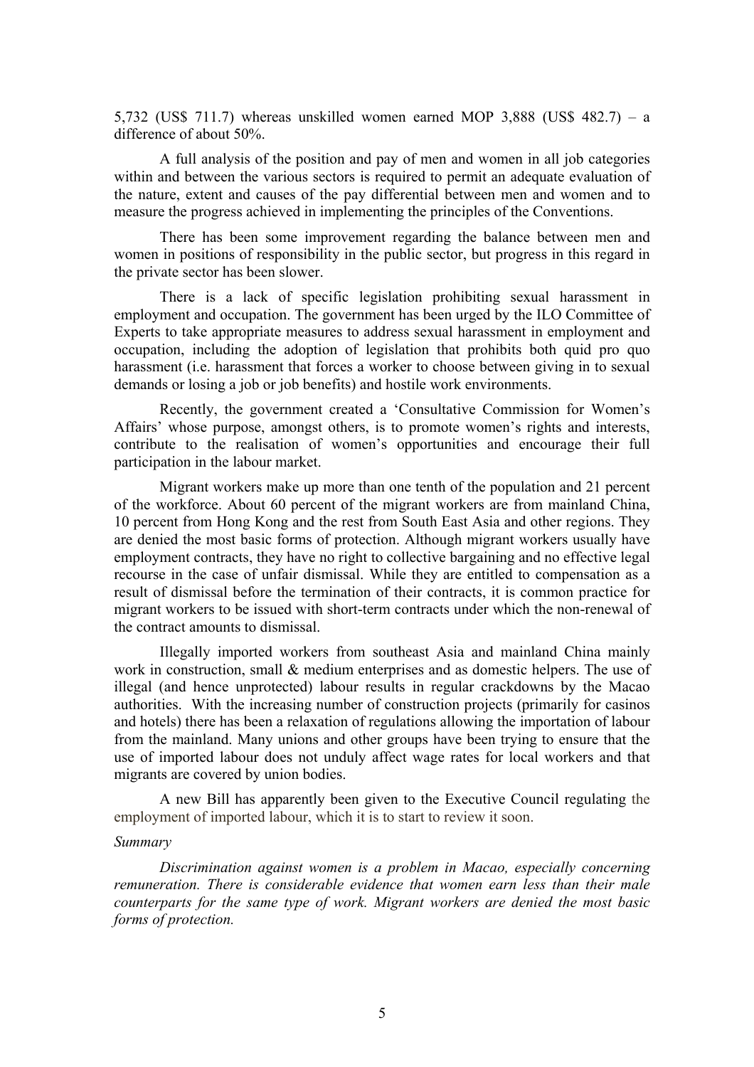5,732 (US$ 711.7) whereas unskilled women earned MOP 3,888 (US$ 482.7) – a difference of about 50%.

A full analysis of the position and pay of men and women in all job categories within and between the various sectors is required to permit an adequate evaluation of the nature, extent and causes of the pay differential between men and women and to measure the progress achieved in implementing the principles of the Conventions.

There has been some improvement regarding the balance between men and women in positions of responsibility in the public sector, but progress in this regard in the private sector has been slower.

There is a lack of specific legislation prohibiting sexual harassment in employment and occupation. The government has been urged by the ILO Committee of Experts to take appropriate measures to address sexual harassment in employment and occupation, including the adoption of legislation that prohibits both quid pro quo harassment (i.e. harassment that forces a worker to choose between giving in to sexual demands or losing a job or job benefits) and hostile work environments.

Recently, the government created a 'Consultative Commission for Women's Affairs' whose purpose, amongst others, is to promote women's rights and interests, contribute to the realisation of women's opportunities and encourage their full participation in the labour market.

Migrant workers make up more than one tenth of the population and 21 percent of the workforce. About 60 percent of the migrant workers are from mainland China, 10 percent from Hong Kong and the rest from South East Asia and other regions. They are denied the most basic forms of protection. Although migrant workers usually have employment contracts, they have no right to collective bargaining and no effective legal recourse in the case of unfair dismissal. While they are entitled to compensation as a result of dismissal before the termination of their contracts, it is common practice for migrant workers to be issued with short-term contracts under which the non-renewal of the contract amounts to dismissal.

Illegally imported workers from southeast Asia and mainland China mainly work in construction, small & medium enterprises and as domestic helpers. The use of illegal (and hence unprotected) labour results in regular crackdowns by the Macao authorities. With the increasing number of construction projects (primarily for casinos and hotels) there has been a relaxation of regulations allowing the importation of labour from the mainland. Many unions and other groups have been trying to ensure that the use of imported labour does not unduly affect wage rates for local workers and that migrants are covered by union bodies.

A new Bill has apparently been given to the Executive Council regulating the employment of imported labour, which it is to start to review it soon.

*Summary*

*Discrimination against women is a problem in Macao, especially concerning remuneration. There is considerable evidence that women earn less than their male counterparts for the same type of work. Migrant workers are denied the most basic forms of protection.*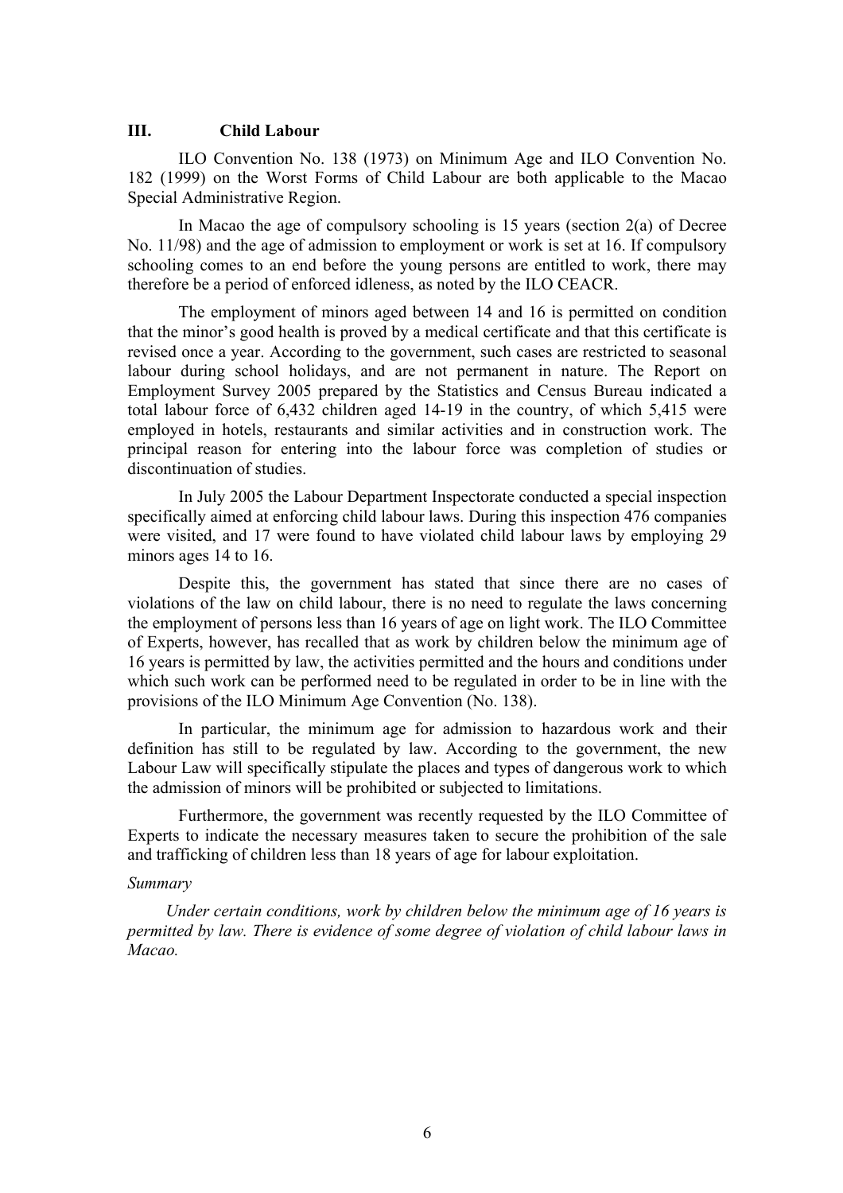## III. Child Labour

ILO Convention No. 138 (1973) on Minimum Age and ILO Convention No. 182 (1999) on the Worst Forms of Child Labour are both applicable to the Macao Special Administrative Region.

In Macao the age of compulsory schooling is 15 years (section 2(a) of Decree No. 11/98) and the age of admission to employment or work is set at 16. If compulsory schooling comes to an end before the young persons are entitled to work, there may therefore be a period of enforced idleness, as noted by the ILO CEACR.

The employment of minors aged between 14 and 16 is permitted on condition that the minor's good health is proved by a medical certificate and that this certificate is revised once a year. According to the government, such cases are restricted to seasonal labour during school holidays, and are not permanent in nature. The Report on Employment Survey 2005 prepared by the Statistics and Census Bureau indicated a total labour force of 6,432 children aged 14-19 in the country, of which 5,415 were employed in hotels, restaurants and similar activities and in construction work. The principal reason for entering into the labour force was completion of studies or discontinuation of studies.

In July 2005 the Labour Department Inspectorate conducted a special inspection specifically aimed at enforcing child labour laws. During this inspection 476 companies were visited, and 17 were found to have violated child labour laws by employing 29 minors ages 14 to 16.

Despite this, the government has stated that since there are no cases of violations of the law on child labour, there is no need to regulate the laws concerning the employment of persons less than 16 years of age on light work. The ILO Committee of Experts, however, has recalled that as work by children below the minimum age of 16 years is permitted by law, the activities permitted and the hours and conditions under which such work can be performed need to be regulated in order to be in line with the provisions of the ILO Minimum Age Convention (No. 138).

In particular, the minimum age for admission to hazardous work and their definition has still to be regulated by law. According to the government, the new Labour Law will specifically stipulate the places and types of dangerous work to which the admission of minors will be prohibited or subjected to limitations.

Furthermore, the government was recently requested by the ILO Committee of Experts to indicate the necessary measures taken to secure the prohibition of the sale and trafficking of children less than 18 years of age for labour exploitation.

*Summary*

*Under certain conditions, work by children below the minimum age of 16 years is permitted by law. There is evidence of some degree of violation of child labour laws in Macao.*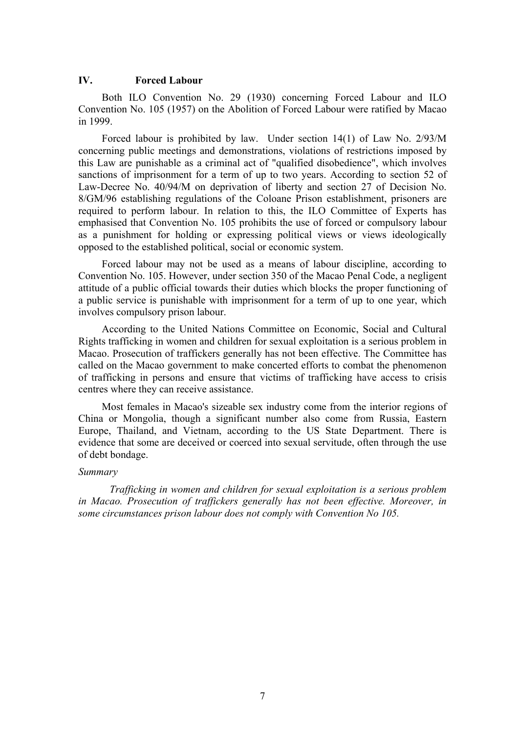## IV. Forced Labour

Both ILO Convention No. 29 (1930) concerning Forced Labour and ILO Convention No. 105 (1957) on the Abolition of Forced Labour were ratified by Macao in 1999.

Forced labour is prohibited by law. Under section 14(1) of Law No. 2/93/M concerning public meetings and demonstrations, violations of restrictions imposed by this Law are punishable as a criminal act of "qualified disobedience", which involves sanctions of imprisonment for a term of up to two years. According to section 52 of Law-Decree No. 40/94/M on deprivation of liberty and section 27 of Decision No. 8/GM/96 establishing regulations of the Coloane Prison establishment, prisoners are required to perform labour. In relation to this, the ILO Committee of Experts has emphasised that Convention No. 105 prohibits the use of forced or compulsory labour as a punishment for holding or expressing political views or views ideologically opposed to the established political, social or economic system.

Forced labour may not be used as a means of labour discipline, according to Convention No. 105. However, under section 350 of the Macao Penal Code, a negligent attitude of a public official towards their duties which blocks the proper functioning of a public service is punishable with imprisonment for a term of up to one year, which involves compulsory prison labour.

According to the United Nations Committee on Economic, Social and Cultural Rights trafficking in women and children for sexual exploitation is a serious problem in Macao. Prosecution of traffickers generally has not been effective. The Committee has called on the Macao government to make concerted efforts to combat the phenomenon of trafficking in persons and ensure that victims of trafficking have access to crisis centres where they can receive assistance.

Most females in Macao's sizeable sex industry come from the interior regions of China or Mongolia, though a significant number also come from Russia, Eastern Europe, Thailand, and Vietnam, according to the US State Department. There is evidence that some are deceived or coerced into sexual servitude, often through the use of debt bondage.

*Summary*

*Trafficking in women and children for sexual exploitation is a serious problem in Macao. Prosecution of traffickers generally has not been effective. Moreover, in some circumstances prison labour does not comply with Convention No 105.*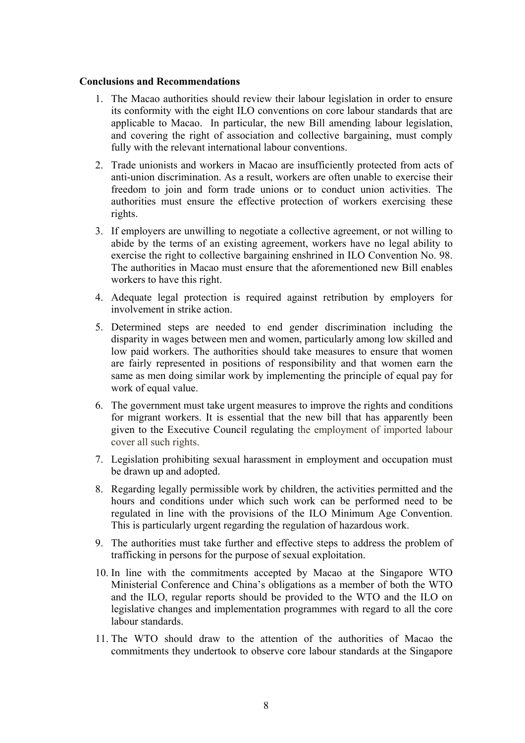**Conclusions and Recommendations**

1. The Macao authorities should review their labour legislation in order to ensure its conformity with the eight ILO conventions on core labour standards that are applicable to Macao. In particular, the new Bill amending labour legislation, and covering the right of association and collective bargaining, must comply fully with the relevant international labour conventions.
2. Trade unionists and workers in Macao are insufficiently protected from acts of anti-union discrimination. As a result, workers are often unable to exercise their freedom to join and form trade unions or to conduct union activities. The authorities must ensure the effective protection of workers exercising these rights.
3. If employers are unwilling to negotiate a collective agreement, or not willing to abide by the terms of an existing agreement, workers have no legal ability to exercise the right to collective bargaining enshrined in ILO Convention No. 98. The authorities in Macao must ensure that the aforementioned new Bill enables workers to have this right.
4. Adequate legal protection is required against retribution by employers for involvement in strike action.
5. Determined steps are needed to end gender discrimination including the disparity in wages between men and women, particularly among low skilled and low paid workers. The authorities should take measures to ensure that women are fairly represented in positions of responsibility and that women earn the same as men doing similar work by implementing the principle of equal pay for work of equal value.
6. The government must take urgent measures to improve the rights and conditions for migrant workers. It is essential that the new bill that has apparently been given to the Executive Council regulating the employment of imported labour cover all such rights.
7. Legislation prohibiting sexual harassment in employment and occupation must be drawn up and adopted.
8. Regarding legally permissible work by children, the activities permitted and the hours and conditions under which such work can be performed need to be regulated in line with the provisions of the ILO Minimum Age Convention. This is particularly urgent regarding the regulation of hazardous work.
9. The authorities must take further and effective steps to address the problem of trafficking in persons for the purpose of sexual exploitation.
10. In line with the commitments accepted by Macao at the Singapore WTO Ministerial Conference and China's obligations as a member of both the WTO and the ILO, regular reports should be provided to the WTO and the ILO on legislative changes and implementation programmes with regard to all the core labour standards.
11. The WTO should draw to the attention of the authorities of Macao the commitments they undertook to observe core labour standards at the Singapore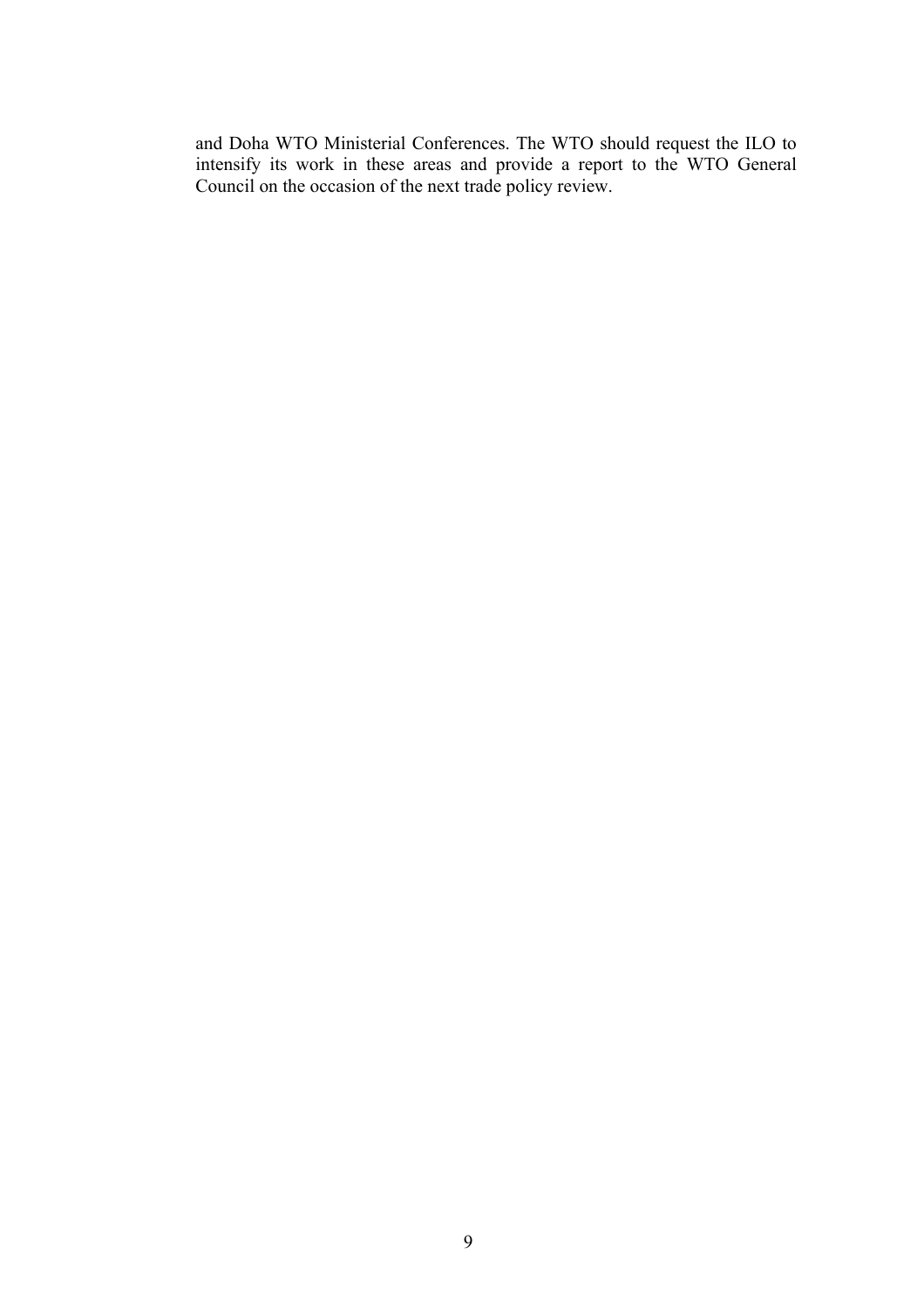and Doha WTO Ministerial Conferences. The WTO should request the ILO to intensify its work in these areas and provide a report to the WTO General Council on the occasion of the next trade policy review.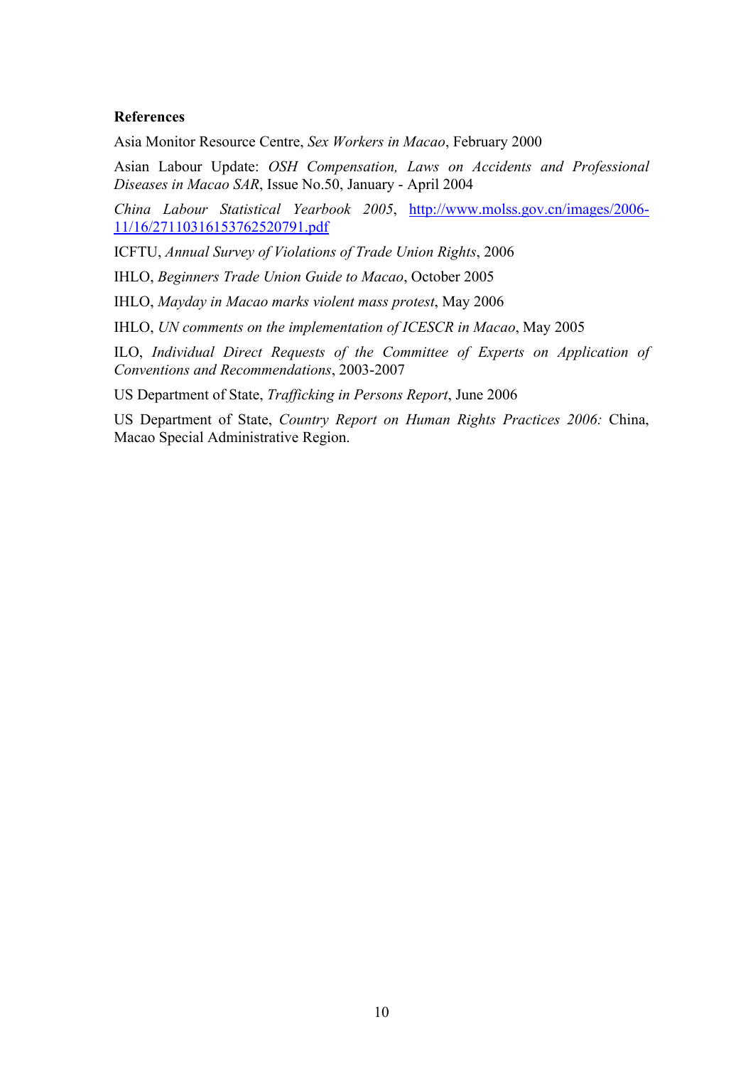**References**

Asia Monitor Resource Centre, *Sex Workers in Macao*, February 2000

Asian Labour Update: *OSH Compensation, Laws on Accidents and Professional Diseases in Macao SAR*, Issue No.50, January - April 2004

*China Labour Statistical Yearbook 2005*, http://www.molss.gov.cn/images/2006-11/16/27110316153762520791.pdf

ICFTU, *Annual Survey of Violations of Trade Union Rights*, 2006

IHLO, *Beginners Trade Union Guide to Macao*, October 2005

IHLO, *Mayday in Macao marks violent mass protest*, May 2006

IHLO, *UN comments on the implementation of ICESCR in Macao*, May 2005

ILO, *Individual Direct Requests of the Committee of Experts on Application of Conventions and Recommendations*, 2003-2007

US Department of State, *Trafficking in Persons Report*, June 2006

US Department of State, *Country Report on Human Rights Practices 2006:* China, Macao Special Administrative Region.